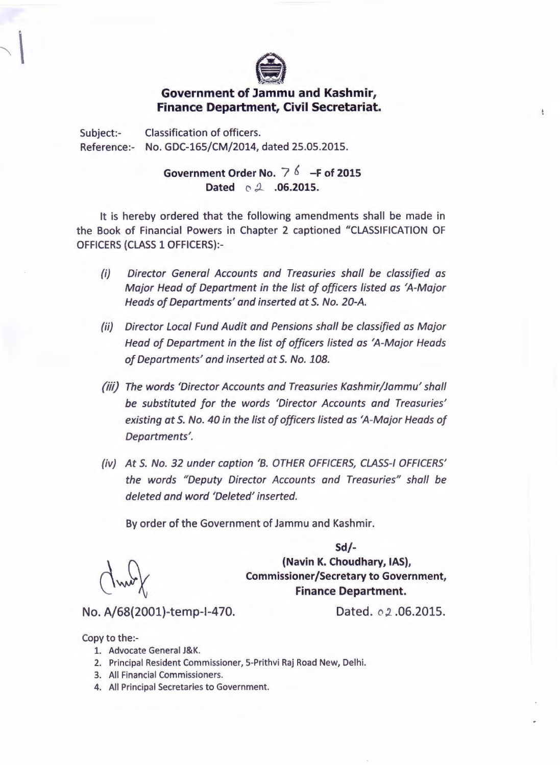# Government of Jammu and Kashmir, Finance Department, Civil Secretariat.

Subject:- Classification of officers.
Reference:- No. GDC-165/CM/2014, dated 25.05.2015.

**Government Order No. 76 –F of 2015**
**Dated 02 .06.2015.**

It is hereby ordered that the following amendments shall be made in the Book of Financial Powers in Chapter 2 captioned "CLASSIFICATION OF OFFICERS (CLASS 1 OFFICERS):-

*(i) Director General Accounts and Treasuries shall be classified as Major Head of Department in the list of officers listed as 'A-Major Heads of Departments' and inserted at S. No. 20-A.*

*(ii) Director Local Fund Audit and Pensions shall be classified as Major Head of Department in the list of officers listed as 'A-Major Heads of Departments' and inserted at S. No. 108.*

*(iii) The words 'Director Accounts and Treasuries Kashmir/Jammu' shall be substituted for the words 'Director Accounts and Treasuries' existing at S. No. 40 in the list of officers listed as 'A-Major Heads of Departments'.*

*(iv) At S. No. 32 under caption 'B. OTHER OFFICERS, CLASS-I OFFICERS' the words "Deputy Director Accounts and Treasuries" shall be deleted and word 'Deleted' inserted.*

By order of the Government of Jammu and Kashmir.

**Sd/-**
**(Navin K. Choudhary, IAS),**
**Commissioner/Secretary to Government,**
**Finance Department.**

No. A/68(2001)-temp-I-470. Dated. 02.06.2015.

Copy to the:-

1. Advocate General J&K.
2. Principal Resident Commissioner, 5-Prithvi Raj Road New, Delhi.
3. All Financial Commissioners.
4. All Principal Secretaries to Government.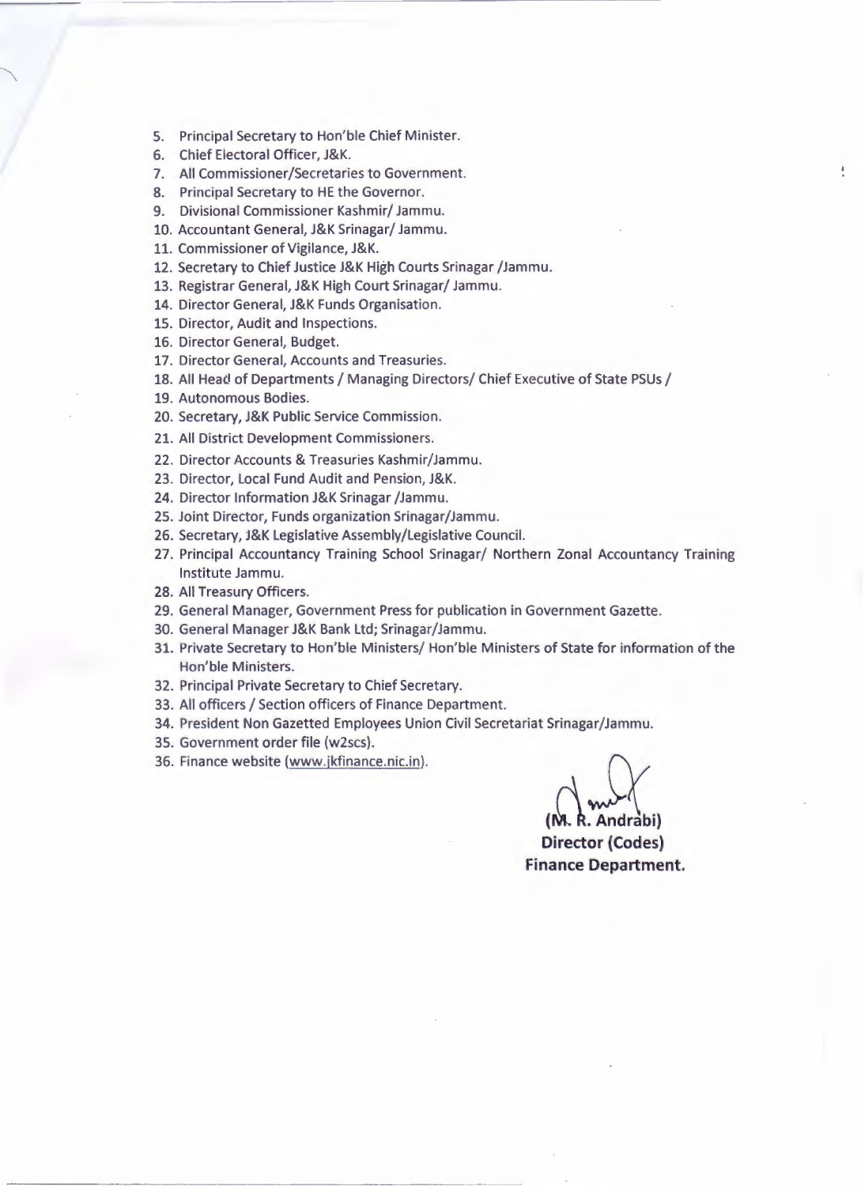5. Principal Secretary to Hon'ble Chief Minister.
6. Chief Electoral Officer, J&K.
7. All Commissioner/Secretaries to Government.
8. Principal Secretary to HE the Governor.
9. Divisional Commissioner Kashmir/ Jammu.
10. Accountant General, J&K Srinagar/ Jammu.
11. Commissioner of Vigilance, J&K.
12. Secretary to Chief Justice J&K High Courts Srinagar /Jammu.
13. Registrar General, J&K High Court Srinagar/ Jammu.
14. Director General, J&K Funds Organisation.
15. Director, Audit and Inspections.
16. Director General, Budget.
17. Director General, Accounts and Treasuries.
18. All Head of Departments / Managing Directors/ Chief Executive of State PSUs /
19. Autonomous Bodies.
20. Secretary, J&K Public Service Commission.
21. All District Development Commissioners.
22. Director Accounts & Treasuries Kashmir/Jammu.
23. Director, Local Fund Audit and Pension, J&K.
24. Director Information J&K Srinagar /Jammu.
25. Joint Director, Funds organization Srinagar/Jammu.
26. Secretary, J&K Legislative Assembly/Legislative Council.
27. Principal Accountancy Training School Srinagar/ Northern Zonal Accountancy Training Institute Jammu.
28. All Treasury Officers.
29. General Manager, Government Press for publication in Government Gazette.
30. General Manager J&K Bank Ltd; Srinagar/Jammu.
31. Private Secretary to Hon'ble Ministers/ Hon'ble Ministers of State for information of the Hon'ble Ministers.
32. Principal Private Secretary to Chief Secretary.
33. All officers / Section officers of Finance Department.
34. President Non Gazetted Employees Union Civil Secretariat Srinagar/Jammu.
35. Government order file (w2scs).
36. Finance website (www.jkfinance.nic.in).

**(M. R. Andrabi)**
**Director (Codes)**
**Finance Department.**